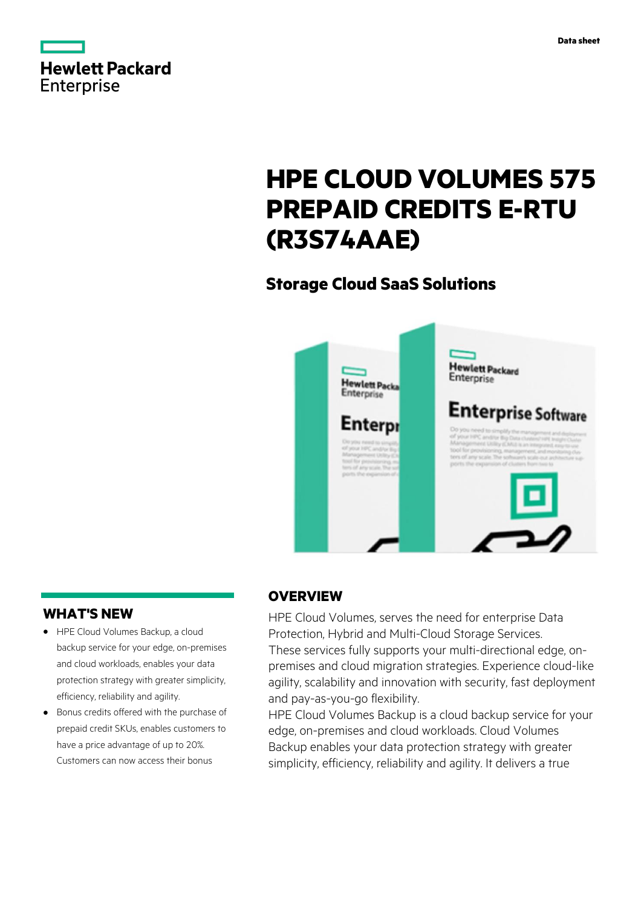# HPE CLOUD VOLUMES 575 PREPAID CREDITS E-RTU (R3S74AAE)

## Storage Cloud SaaS Solutions

## OVERVIEW

HPE Cloud Volumes, serves the need for enterprise Data Protection, Hybrid and Multi-Cloud Storage Services.
These services fully supports your multi-directional edge, on-premises and cloud migration strategies. Experience cloud-like agility, scalability and innovation with security, fast deployment and pay-as-you-go flexibility.
HPE Cloud Volumes Backup is a cloud backup service for your edge, on-premises and cloud workloads. Cloud Volumes Backup enables your data protection strategy with greater simplicity, efficiency, reliability and agility. It delivers a true

## WHAT'S NEW

- HPE Cloud Volumes Backup, a cloud backup service for your edge, on-premises and cloud workloads, enables your data protection strategy with greater simplicity, efficiency, reliability and agility.
- Bonus credits offered with the purchase of prepaid credit SKUs, enables customers to have a price advantage of up to 20%. Customers can now access their bonus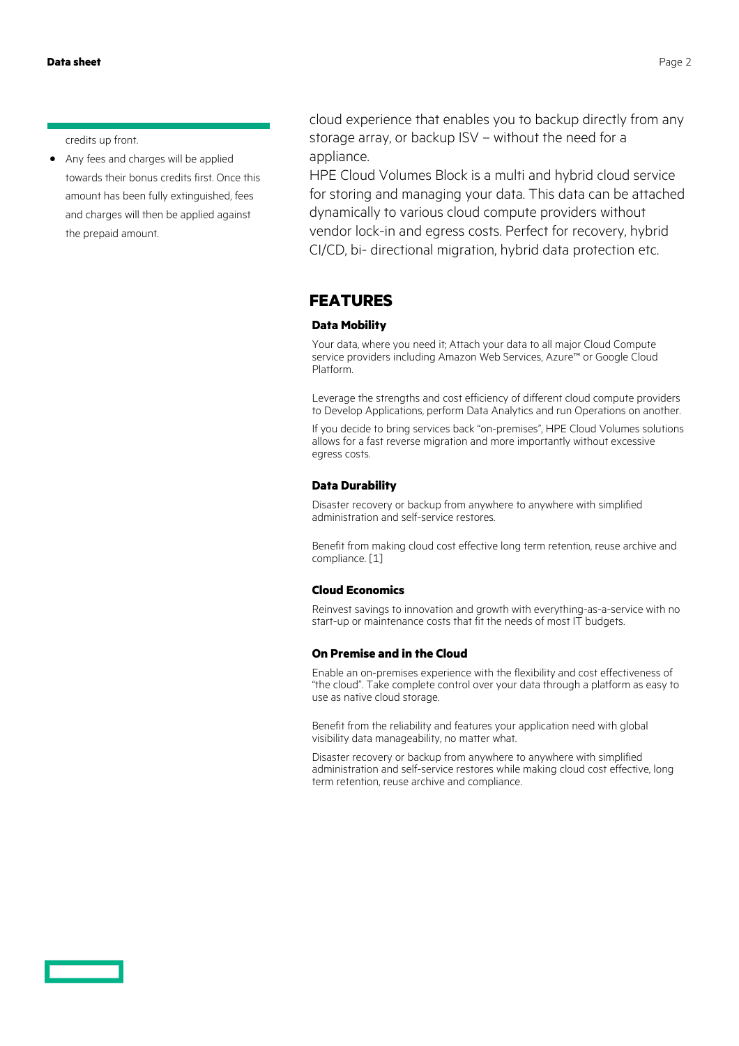credits up front.

- Any fees and charges will be applied towards their bonus credits first. Once this amount has been fully extinguished, fees and charges will then be applied against the prepaid amount.

cloud experience that enables you to backup directly from any storage array, or backup ISV – without the need for a appliance.

HPE Cloud Volumes Block is a multi and hybrid cloud service for storing and managing your data. This data can be attached dynamically to various cloud compute providers without vendor lock-in and egress costs. Perfect for recovery, hybrid CI/CD, bi- directional migration, hybrid data protection etc.

## FEATURES

### Data Mobility

Your data, where you need it; Attach your data to all major Cloud Compute service providers including Amazon Web Services, Azure™ or Google Cloud Platform.

Leverage the strengths and cost efficiency of different cloud compute providers to Develop Applications, perform Data Analytics and run Operations on another.

If you decide to bring services back "on-premises", HPE Cloud Volumes solutions allows for a fast reverse migration and more importantly without excessive egress costs.

### Data Durability

Disaster recovery or backup from anywhere to anywhere with simplified administration and self-service restores.

Benefit from making cloud cost effective long term retention, reuse archive and compliance. [1]

### Cloud Economics

Reinvest savings to innovation and growth with everything-as-a-service with no start-up or maintenance costs that fit the needs of most IT budgets.

### On Premise and in the Cloud

Enable an on-premises experience with the flexibility and cost effectiveness of "the cloud". Take complete control over your data through a platform as easy to use as native cloud storage.

Benefit from the reliability and features your application need with global visibility data manageability, no matter what.

Disaster recovery or backup from anywhere to anywhere with simplified administration and self-service restores while making cloud cost effective, long term retention, reuse archive and compliance.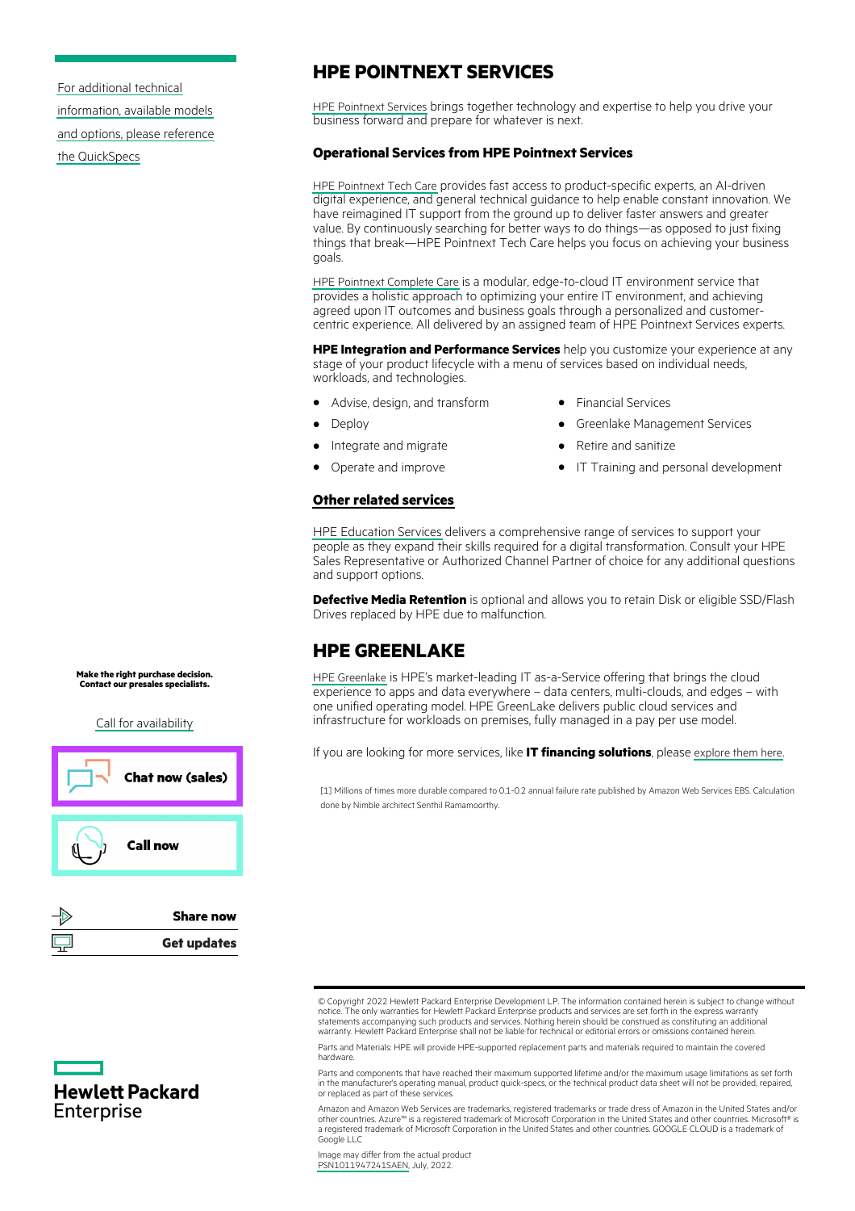For additional technical information, available models and options, please reference the QuickSpecs

## HPE POINTNEXT SERVICES

HPE Pointnext Services brings together technology and expertise to help you drive your business forward and prepare for whatever is next.

### Operational Services from HPE Pointnext Services

HPE Pointnext Tech Care provides fast access to product-specific experts, an AI-driven digital experience, and general technical guidance to help enable constant innovation. We have reimagined IT support from the ground up to deliver faster answers and greater value. By continuously searching for better ways to do things—as opposed to just fixing things that break—HPE Pointnext Tech Care helps you focus on achieving your business goals.

HPE Pointnext Complete Care is a modular, edge-to-cloud IT environment service that provides a holistic approach to optimizing your entire IT environment, and achieving agreed upon IT outcomes and business goals through a personalized and customer-centric experience. All delivered by an assigned team of HPE Pointnext Services experts.

**HPE Integration and Performance Services** help you customize your experience at any stage of your product lifecycle with a menu of services based on individual needs, workloads, and technologies.

- Advise, design, and transform
- Deploy
- Integrate and migrate
- Operate and improve
- Financial Services
- Greenlake Management Services
- Retire and sanitize
- IT Training and personal development

### Other related services

HPE Education Services delivers a comprehensive range of services to support your people as they expand their skills required for a digital transformation. Consult your HPE Sales Representative or Authorized Channel Partner of choice for any additional questions and support options.

**Defective Media Retention** is optional and allows you to retain Disk or eligible SSD/Flash Drives replaced by HPE due to malfunction.

## HPE GREENLAKE

HPE Greenlake is HPE's market-leading IT as-a-Service offering that brings the cloud experience to apps and data everywhere – data centers, multi-clouds, and edges – with one unified operating model. HPE GreenLake delivers public cloud services and infrastructure for workloads on premises, fully managed in a pay per use model.

If you are looking for more services, like **IT financing solutions**, please explore them here.

[1] Millions of times more durable compared to 0.1-0.2 annual failure rate published by Amazon Web Services EBS. Calculation done by Nimble architect Senthil Ramamoorthy.

**Make the right purchase decision. Contact our presales specialists.**

Call for availability

Chat now (sales)

Call now

Share now

Get updates

© Copyright 2022 Hewlett Packard Enterprise Development LP. The information contained herein is subject to change without notice. The only warranties for Hewlett Packard Enterprise products and services are set forth in the express warranty statements accompanying such products and services. Nothing herein should be construed as constituting an additional warranty. Hewlett Packard Enterprise shall not be liable for technical or editorial errors or omissions contained herein.

Parts and Materials: HPE will provide HPE-supported replacement parts and materials required to maintain the covered hardware.

Parts and components that have reached their maximum supported lifetime and/or the maximum usage limitations as set forth in the manufacturer's operating manual, product quick-specs, or the technical product data sheet will not be provided, repaired, or replaced as part of these services.

Amazon and Amazon Web Services are trademarks, registered trademarks or trade dress of Amazon in the United States and/or other countries. Azure™ is a registered trademark of Microsoft Corporation in the United States and other countries. Microsoft® is a registered trademark of Microsoft Corporation in the United States and other countries. GOOGLE CLOUD is a trademark of Google LLC

Image may differ from the actual product

PSN1011947241SAEN, July, 2022.

Hewlett Packard Enterprise